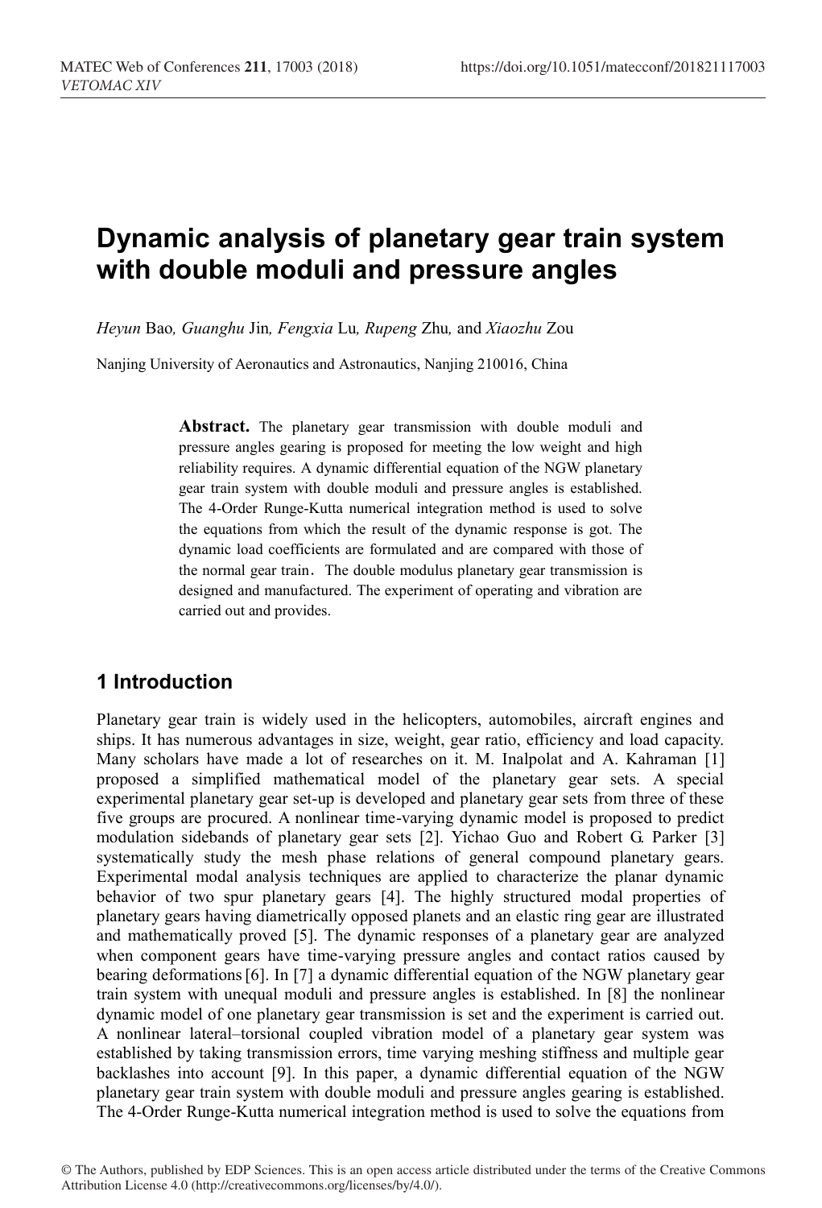# Dynamic analysis of planetary gear train system with double moduli and pressure angles

*Heyun* Bao*, Guanghu* Jin*, Fengxia* Lu*, Rupeng* Zhu*,* and *Xiaozhu* Zou

Nanjing University of Aeronautics and Astronautics, Nanjing 210016, China

**Abstract.** The planetary gear transmission with double moduli and pressure angles gearing is proposed for meeting the low weight and high reliability requires. A dynamic differential equation of the NGW planetary gear train system with double moduli and pressure angles is established. The 4-Order Runge-Kutta numerical integration method is used to solve the equations from which the result of the dynamic response is got. The dynamic load coefficients are formulated and are compared with those of the normal gear train. The double modulus planetary gear transmission is designed and manufactured. The experiment of operating and vibration are carried out and provides.

## 1 Introduction

Planetary gear train is widely used in the helicopters, automobiles, aircraft engines and ships. It has numerous advantages in size, weight, gear ratio, efficiency and load capacity. Many scholars have made a lot of researches on it. M. Inalpolat and A. Kahraman [1] proposed a simplified mathematical model of the planetary gear sets. A special experimental planetary gear set-up is developed and planetary gear sets from three of these five groups are procured. A nonlinear time-varying dynamic model is proposed to predict modulation sidebands of planetary gear sets [2]. Yichao Guo and Robert G. Parker [3] systematically study the mesh phase relations of general compound planetary gears. Experimental modal analysis techniques are applied to characterize the planar dynamic behavior of two spur planetary gears [4]. The highly structured modal properties of planetary gears having diametrically opposed planets and an elastic ring gear are illustrated and mathematically proved [5]. The dynamic responses of a planetary gear are analyzed when component gears have time-varying pressure angles and contact ratios caused by bearing deformations [6]. In [7] a dynamic differential equation of the NGW planetary gear train system with unequal moduli and pressure angles is established. In [8] the nonlinear dynamic model of one planetary gear transmission is set and the experiment is carried out. A nonlinear lateral–torsional coupled vibration model of a planetary gear system was established by taking transmission errors, time varying meshing stiffness and multiple gear backlashes into account [9]. In this paper, a dynamic differential equation of the NGW planetary gear train system with double moduli and pressure angles gearing is established. The 4-Order Runge-Kutta numerical integration method is used to solve the equations from

© The Authors, published by EDP Sciences. This is an open access article distributed under the terms of the Creative Commons Attribution License 4.0 (http://creativecommons.org/licenses/by/4.0/).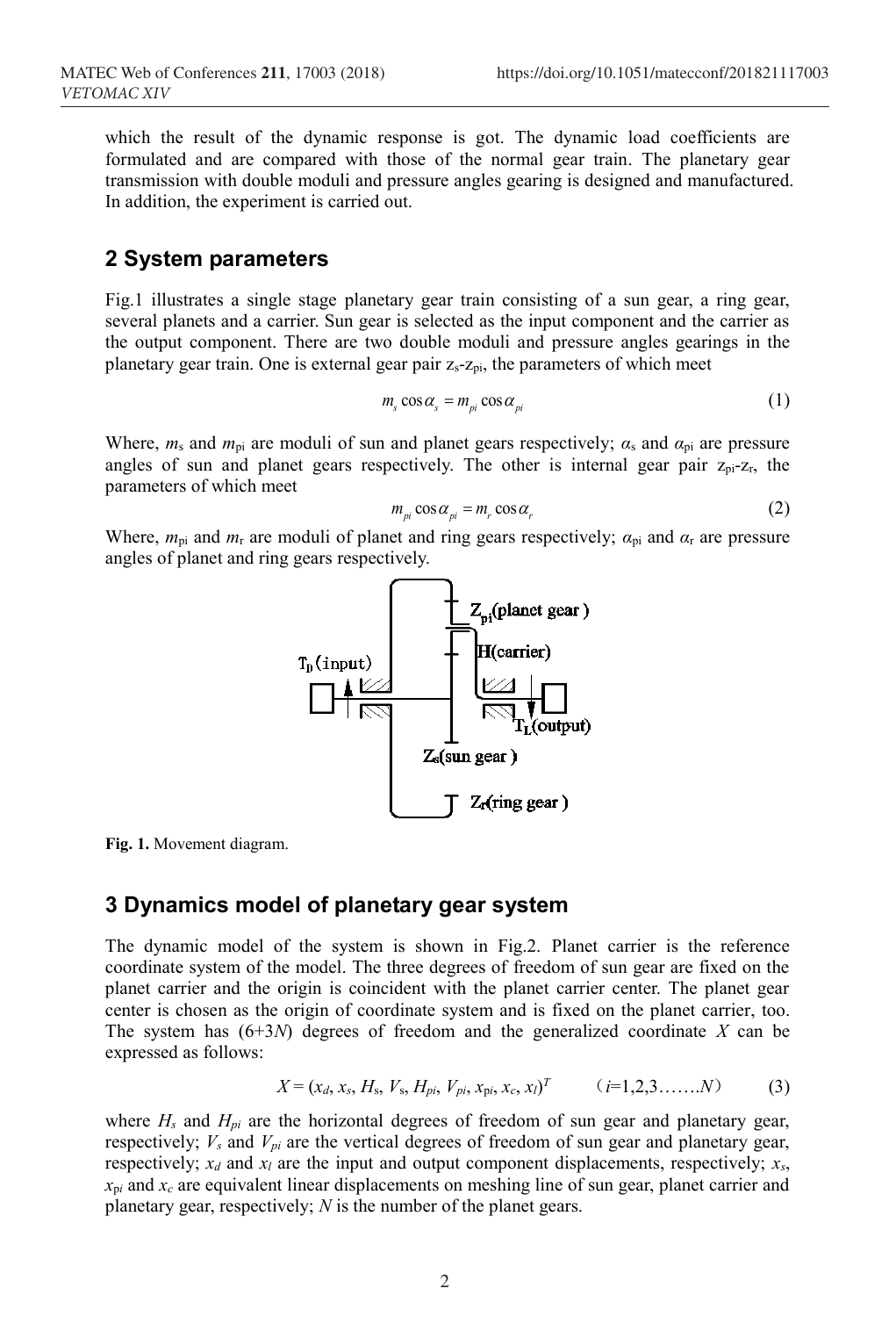which the result of the dynamic response is got. The dynamic load coefficients are formulated and are compared with those of the normal gear train. The planetary gear transmission with double moduli and pressure angles gearing is designed and manufactured. In addition, the experiment is carried out.

## 2 System parameters

Fig.1 illustrates a single stage planetary gear train consisting of a sun gear, a ring gear, several planets and a carrier. Sun gear is selected as the input component and the carrier as the output component. There are two double moduli and pressure angles gearings in the planetary gear train. One is external gear pair $z_s$-$z_{pi}$, the parameters of which meet

$$m_s \cos\alpha_s = m_{pi} \cos\alpha_{pi} \tag{1}$$

Where, $m_s$ and $m_{pi}$ are moduli of sun and planet gears respectively; $\alpha_s$ and $\alpha_{pi}$ are pressure angles of sun and planet gears respectively. The other is internal gear pair $z_{pi}$-$z_r$, the parameters of which meet

$$m_{pi} \cos\alpha_{pi} = m_r \cos\alpha_r \tag{2}$$

Where, $m_{pi}$ and $m_r$ are moduli of planet and ring gears respectively; $\alpha_{pi}$ and $\alpha_r$ are pressure angles of planet and ring gears respectively.

**Fig. 1.** Movement diagram.

## 3 Dynamics model of planetary gear system

The dynamic model of the system is shown in Fig.2. Planet carrier is the reference coordinate system of the model. The three degrees of freedom of sun gear are fixed on the planet carrier and the origin is coincident with the planet carrier center. The planet gear center is chosen as the origin of coordinate system and is fixed on the planet carrier, too. The system has (6+3$N$) degrees of freedom and the generalized coordinate $X$ can be expressed as follows:

$$X = (x_d, x_s, H_s, V_s, H_{pi}, V_{pi}, x_{pi}, x_c, x_l)^T \qquad (i=1,2,3\ldots\ldots N) \tag{3}$$

where $H_s$ and $H_{pi}$ are the horizontal degrees of freedom of sun gear and planetary gear, respectively; $V_s$ and $V_{pi}$ are the vertical degrees of freedom of sun gear and planetary gear, respectively; $x_d$ and $x_l$ are the input and output component displacements, respectively; $x_s$, $x_{pi}$ and $x_c$ are equivalent linear displacements on meshing line of sun gear, planet carrier and planetary gear, respectively; $N$ is the number of the planet gears.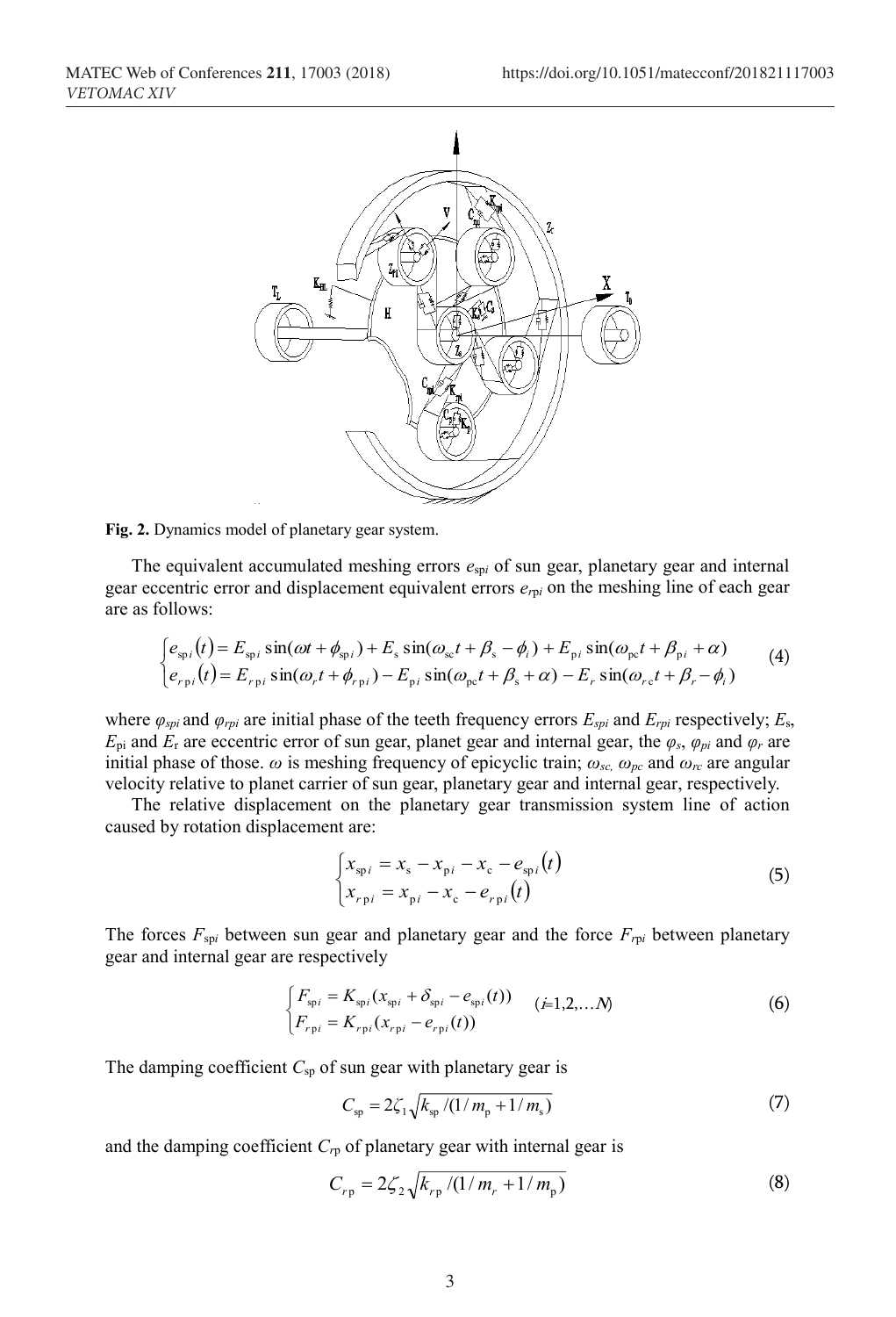Fig. 2. Dynamics model of planetary gear system.

The equivalent accumulated meshing errors $e_{spi}$ of sun gear, planetary gear and internal gear eccentric error and displacement equivalent errors $e_{rpi}$ on the meshing line of each gear are as follows:

$$
\begin{cases} e_{spi}(t) = E_{spi}\sin(\omega t + \phi_{spi}) + E_{s}\sin(\omega_{sc}t + \beta_{s} - \phi_{i}) + E_{pi}\sin(\omega_{pc}t + \beta_{pi} + \alpha) \\ e_{rpi}(t) = E_{rpi}\sin(\omega_{r}t + \phi_{rpi}) - E_{pi}\sin(\omega_{pc}t + \beta_{s} + \alpha) - E_{r}\sin(\omega_{rc}t + \beta_{r} - \phi_{i}) \end{cases} \tag{4}
$$

where $\varphi_{spi}$ and $\varphi_{rpi}$ are initial phase of the teeth frequency errors $E_{spi}$ and $E_{rpi}$ respectively; $E_{s}$, $E_{pi}$ and $E_{r}$ are eccentric error of sun gear, planet gear and internal gear, the $\varphi_{s}$, $\varphi_{pi}$ and $\varphi_{r}$ are initial phase of those. $\omega$ is meshing frequency of epicyclic train; $\omega_{sc}$, $\omega_{pc}$ and $\omega_{rc}$ are angular velocity relative to planet carrier of sun gear, planetary gear and internal gear, respectively.

The relative displacement on the planetary gear transmission system line of action caused by rotation displacement are:

$$
\begin{cases} x_{spi} = x_{s} - x_{pi} - x_{c} - e_{spi}(t) \\ x_{rpi} = x_{pi} - x_{c} - e_{rpi}(t) \end{cases} \tag{5}
$$

The forces $F_{spi}$ between sun gear and planetary gear and the force $F_{rpi}$ between planetary gear and internal gear are respectively

$$
\begin{cases} F_{spi} = K_{spi}(x_{spi} + \delta_{spi} - e_{spi}(t)) \\ F_{rpi} = K_{rpi}(x_{rpi} - e_{rpi}(t)) \end{cases} \quad (i=1,2,\ldots N) \tag{6}
$$

The damping coefficient $C_{sp}$ of sun gear with planetary gear is

$$
C_{sp} = 2\zeta_{1}\sqrt{k_{sp}/(1/m_{p} + 1/m_{s})} \tag{7}
$$

and the damping coefficient $C_{rp}$ of planetary gear with internal gear is

$$
C_{rp} = 2\zeta_{2}\sqrt{k_{rp}/(1/m_{r} + 1/m_{p})} \tag{8}
$$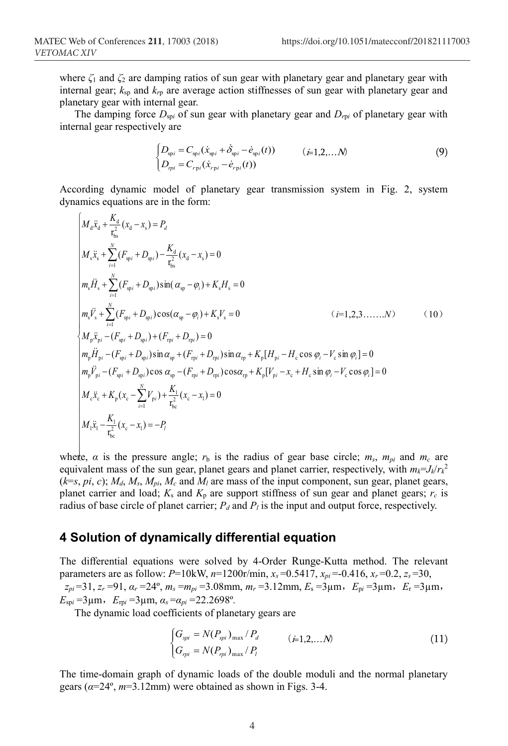where $\zeta_1$ and $\zeta_2$ are damping ratios of sun gear with planetary gear and planetary gear with internal gear; $k_{sp}$ and $k_{rp}$ are average action stiffnesses of sun gear with planetary gear and planetary gear with internal gear.

The damping force $D_{spi}$ of sun gear with planetary gear and $D_{rpi}$ of planetary gear with internal gear respectively are

$$
\begin{cases} D_{spi} = C_{spi}(\dot{x}_{spi} + \dot{\delta}_{spi} - \dot{e}_{spi}(t)) \\ D_{rpi} = C_{rpi}(\dot{x}_{rpi} - \dot{e}_{rpi}(t)) \end{cases} \qquad (i=1,2,\dots N) \tag{9}
$$

According dynamic model of planetary gear transmission system in Fig. 2, system dynamics equations are in the form:

$$
\begin{cases}
M_d \ddot{x}_d + \dfrac{K_d}{r_{bs}^2}(x_d - x_s) = P_d \\
M_s \ddot{x}_s + \sum_{i=1}^{N}(F_{spi} + D_{spi}) - \dfrac{K_d}{r_{bs}^2}(x_d - x_s) = 0 \\
m_s \ddot{H}_s + \sum_{i=1}^{N}(F_{spi} + D_{spi})\sin(\alpha_{sp} - \varphi_i) + K_s H_s = 0 \\
m_s \ddot{V}_s + \sum_{i=1}^{N}(F_{spi} + D_{spi})\cos(\alpha_{sp} - \varphi_i) + K_s V_s = 0 \\
M_p \ddot{x}_{pi} - (F_{spi} + D_{spi}) + (F_{rpi} + D_{rpi}) = 0 \\
m_p \ddot{H}_{pi} - (F_{spi} + D_{spi})\sin\alpha_{sp} + (F_{rpi} + D_{rpi})\sin\alpha_{rp} + K_p[H_{pi} - H_c\cos\varphi_i - V_c\sin\varphi_i] = 0 \\
m_p \ddot{V}_{pi} - (F_{spi} + D_{spi})\cos\alpha_{sp} - (F_{rpi} + D_{rpi})\cos\alpha_{rp} + K_p[V_{pi} - x_c + H_c\sin\varphi_i - V_c\cos\varphi_i] = 0 \\
M_c \ddot{x}_c + K_p(x_c - \sum_{i=1}^{N} V_{pi}) + \dfrac{K_l}{r_{bc}^2}(x_c - x_l) = 0 \\
M_l \ddot{x}_l - \dfrac{K_l}{r_{bc}^2}(x_c - x_l) = -P_l
\end{cases} \qquad (i=1,2,3\dots\dots N) \tag{10}
$$

where, $\alpha$ is the pressure angle; $r_b$ is the radius of gear base circle; $m_s$, $m_{pi}$ and $m_c$ are equivalent mass of the sun gear, planet gears and planet carrier, respectively, with $m_k = J_k/r_k^2$ ($k=s$, $pi$, $c$); $M_d$, $M_s$, $M_{pi}$, $M_c$ and $M_l$ are mass of the input component, sun gear, planet gears, planet carrier and load; $K_s$ and $K_p$ are support stiffness of sun gear and planet gears; $r_c$ is radius of base circle of planet carrier; $P_d$ and $P_l$ is the input and output force, respectively.

## 4 Solution of dynamically differential equation

The differential equations were solved by 4-Order Runge-Kutta method. The relevant parameters are as follow: $P$=10kW, $n$=1200r/min, $x_s$=0.5417, $x_{pi}$=-0.416, $x_r$=0.2, $z_s$=30, $z_{pi}$=31, $z_r$=91, $\alpha_r$=24º, $m_s = m_{pi}$=3.08mm, $m_r$=3.12mm, $E_s$=3μm, $E_{pi}$=3μm, $E_r$=3μm, $E_{spi}$=3μm, $E_{rpi}$=3μm, $\alpha_s = \alpha_{pi}$=22.2698º.

The dynamic load coefficients of planetary gears are

$$
\begin{cases} G_{spi} = N(P_{spi})_{\max} / P_d \\ G_{rpi} = N(P_{rpi})_{\max} / P_l \end{cases} \qquad (i=1,2,\dots N) \tag{11}
$$

The time-domain graph of dynamic loads of the double moduli and the normal planetary gears ($\alpha$=24º, $m$=3.12mm) were obtained as shown in Figs. 3-4.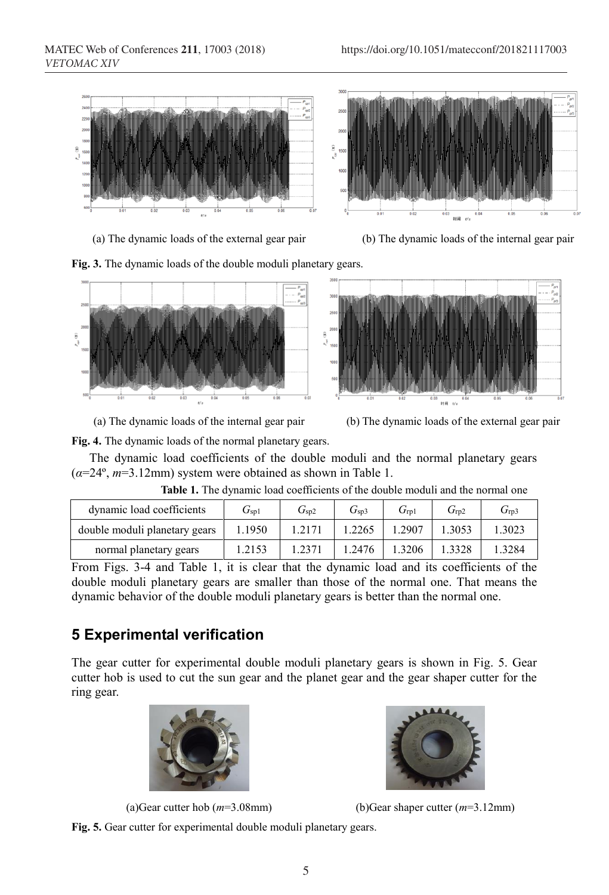(a) The dynamic loads of the external gear pair (b) The dynamic loads of the internal gear pair

**Fig. 3.** The dynamic loads of the double moduli planetary gears.

(a) The dynamic loads of the internal gear pair (b) The dynamic loads of the external gear pair

**Fig. 4.** The dynamic loads of the normal planetary gears.

The dynamic load coefficients of the double moduli and the normal planetary gears ($\alpha$=24º, $m$=3.12mm) system were obtained as shown in Table 1.

**Table 1.** The dynamic load coefficients of the double moduli and the normal one

| dynamic load coefficients | $G_{sp1}$ | $G_{sp2}$ | $G_{sp3}$ | $G_{rp1}$ | $G_{rp2}$ | $G_{rp3}$ |
|---|---|---|---|---|---|---|
| double moduli planetary gears | 1.1950 | 1.2171 | 1.2265 | 1.2907 | 1.3053 | 1.3023 |
| normal planetary gears | 1.2153 | 1.2371 | 1.2476 | 1.3206 | 1.3328 | 1.3284 |

From Figs. 3-4 and Table 1, it is clear that the dynamic load and its coefficients of the double moduli planetary gears are smaller than those of the normal one. That means the dynamic behavior of the double moduli planetary gears is better than the normal one.

## 5 Experimental verification

The gear cutter for experimental double moduli planetary gears is shown in Fig. 5. Gear cutter hob is used to cut the sun gear and the planet gear and the gear shaper cutter for the ring gear.

(a)Gear cutter hob ($m$=3.08mm) (b)Gear shaper cutter ($m$=3.12mm)

**Fig. 5.** Gear cutter for experimental double moduli planetary gears.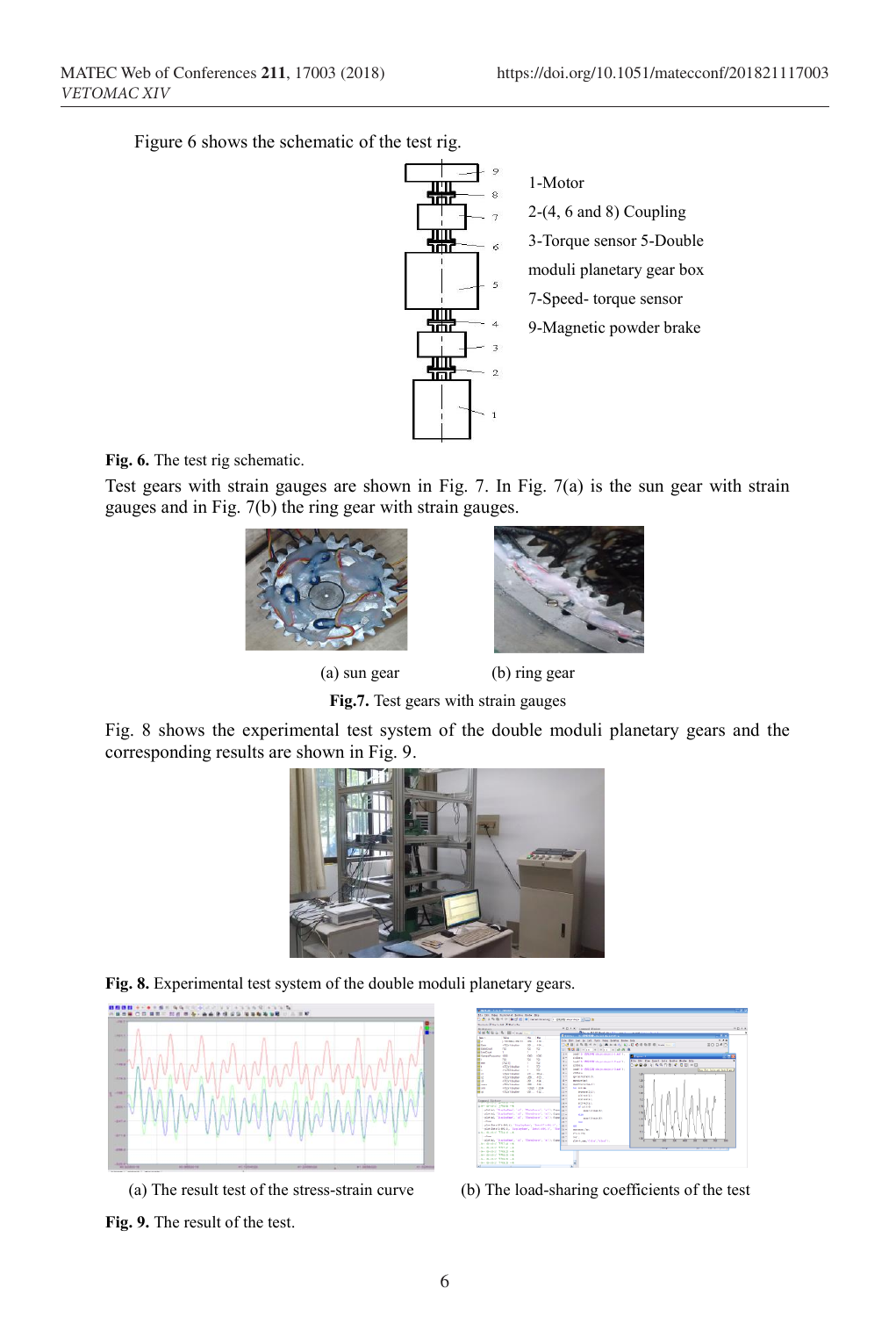Figure 6 shows the schematic of the test rig.

1-Motor
2-(4, 6 and 8) Coupling
3-Torque sensor 5-Double moduli planetary gear box
7-Speed- torque sensor
9-Magnetic powder brake

**Fig. 6.** The test rig schematic.

Test gears with strain gauges are shown in Fig. 7. In Fig. 7(a) is the sun gear with strain gauges and in Fig. 7(b) the ring gear with strain gauges.

(a) sun gear (b) ring gear

**Fig.7.** Test gears with strain gauges

Fig. 8 shows the experimental test system of the double moduli planetary gears and the corresponding results are shown in Fig. 9.

**Fig. 8.** Experimental test system of the double moduli planetary gears.

(a) The result test of the stress-strain curve (b) The load-sharing coefficients of the test

**Fig. 9.** The result of the test.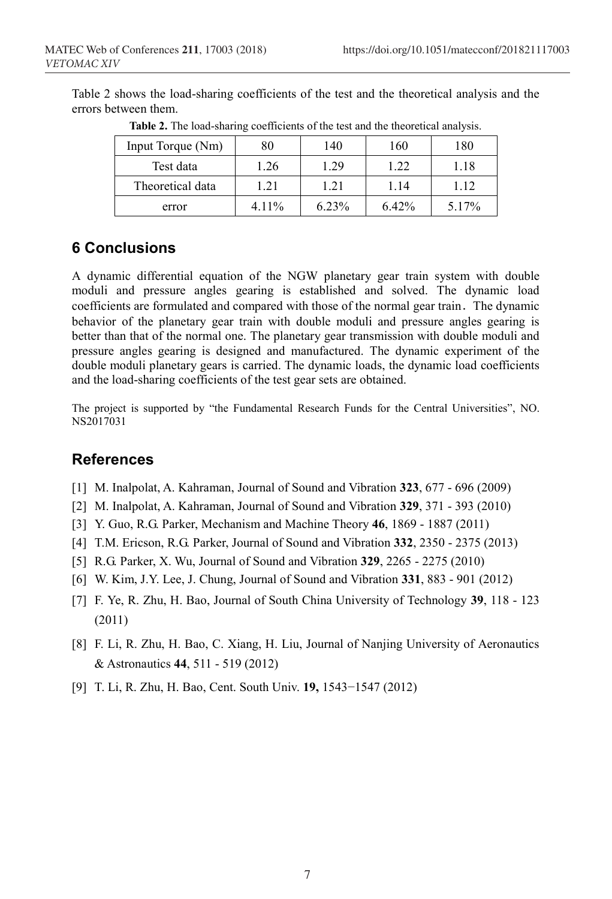Table 2 shows the load-sharing coefficients of the test and the theoretical analysis and the errors between them.

**Table 2.** The load-sharing coefficients of the test and the theoretical analysis.

| Input Torque (Nm) | 80 | 140 | 160 | 180 |
|---|---|---|---|---|
| Test data | 1.26 | 1.29 | 1.22 | 1.18 |
| Theoretical data | 1.21 | 1.21 | 1.14 | 1.12 |
| error | 4.11% | 6.23% | 6.42% | 5.17% |

## 6 Conclusions

A dynamic differential equation of the NGW planetary gear train system with double moduli and pressure angles gearing is established and solved. The dynamic load coefficients are formulated and compared with those of the normal gear train. The dynamic behavior of the planetary gear train with double moduli and pressure angles gearing is better than that of the normal one. The planetary gear transmission with double moduli and pressure angles gearing is designed and manufactured. The dynamic experiment of the double moduli planetary gears is carried. The dynamic loads, the dynamic load coefficients and the load-sharing coefficients of the test gear sets are obtained.

The project is supported by "the Fundamental Research Funds for the Central Universities", NO. NS2017031

## References

[1] M. Inalpolat, A. Kahraman, Journal of Sound and Vibration **323**, 677 - 696 (2009)

[2] M. Inalpolat, A. Kahraman, Journal of Sound and Vibration **329**, 371 - 393 (2010)

[3] Y. Guo, R.G. Parker, Mechanism and Machine Theory **46**, 1869 - 1887 (2011)

[4] T.M. Ericson, R.G. Parker, Journal of Sound and Vibration **332**, 2350 - 2375 (2013)

[5] R.G. Parker, X. Wu, Journal of Sound and Vibration **329**, 2265 - 2275 (2010)

[6] W. Kim, J.Y. Lee, J. Chung, Journal of Sound and Vibration **331**, 883 - 901 (2012)

[7] F. Ye, R. Zhu, H. Bao, Journal of South China University of Technology **39**, 118 - 123 (2011)

[8] F. Li, R. Zhu, H. Bao, C. Xiang, H. Liu, Journal of Nanjing University of Aeronautics & Astronautics **44**, 511 - 519 (2012)

[9] T. Li, R. Zhu, H. Bao, Cent. South Univ. **19,** 1543−1547 (2012)